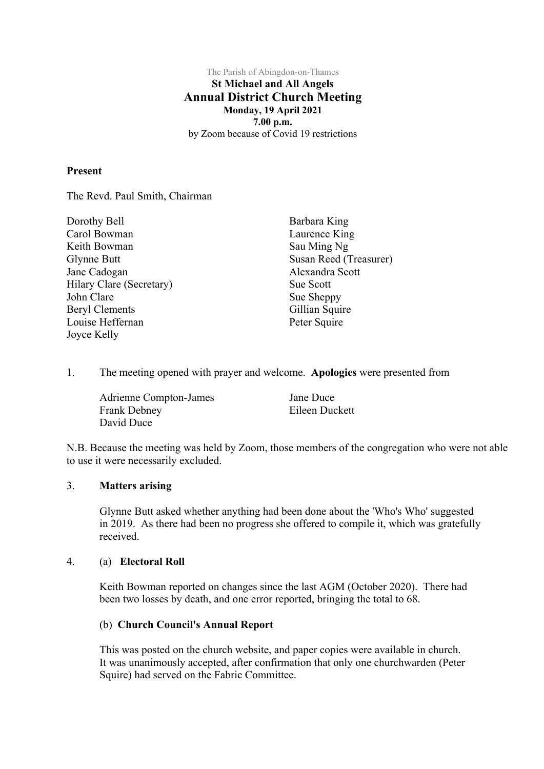The Parish of Abingdon-on-Thames

**St Michael and All Angels**

# Annual District Church Meeting

**Monday, 19 April 2021**

**7.00 p.m.**

by Zoom because of Covid 19 restrictions

**Present**

The Revd. Paul Smith, Chairman

Dorothy Bell
Carol Bowman
Keith Bowman
Glynne Butt
Jane Cadogan
Hilary Clare (Secretary)
John Clare
Beryl Clements
Louise Heffernan
Joyce Kelly
Barbara King
Laurence King
Sau Ming Ng
Susan Reed (Treasurer)
Alexandra Scott
Sue Scott
Sue Sheppy
Gillian Squire
Peter Squire

1. The meeting opened with prayer and welcome. **Apologies** were presented from

   Adrienne Compton-James
   Frank Debney
   David Duce
   Jane Duce
   Eileen Duckett

N.B. Because the meeting was held by Zoom, those members of the congregation who were not able to use it were necessarily excluded.

3. **Matters arising**

   Glynne Butt asked whether anything had been done about the 'Who's Who' suggested in 2019. As there had been no progress she offered to compile it, which was gratefully received.

4. (a) **Electoral Roll**

   Keith Bowman reported on changes since the last AGM (October 2020). There had been two losses by death, and one error reported, bringing the total to 68.

   (b) **Church Council's Annual Report**

   This was posted on the church website, and paper copies were available in church. It was unanimously accepted, after confirmation that only one churchwarden (Peter Squire) had served on the Fabric Committee.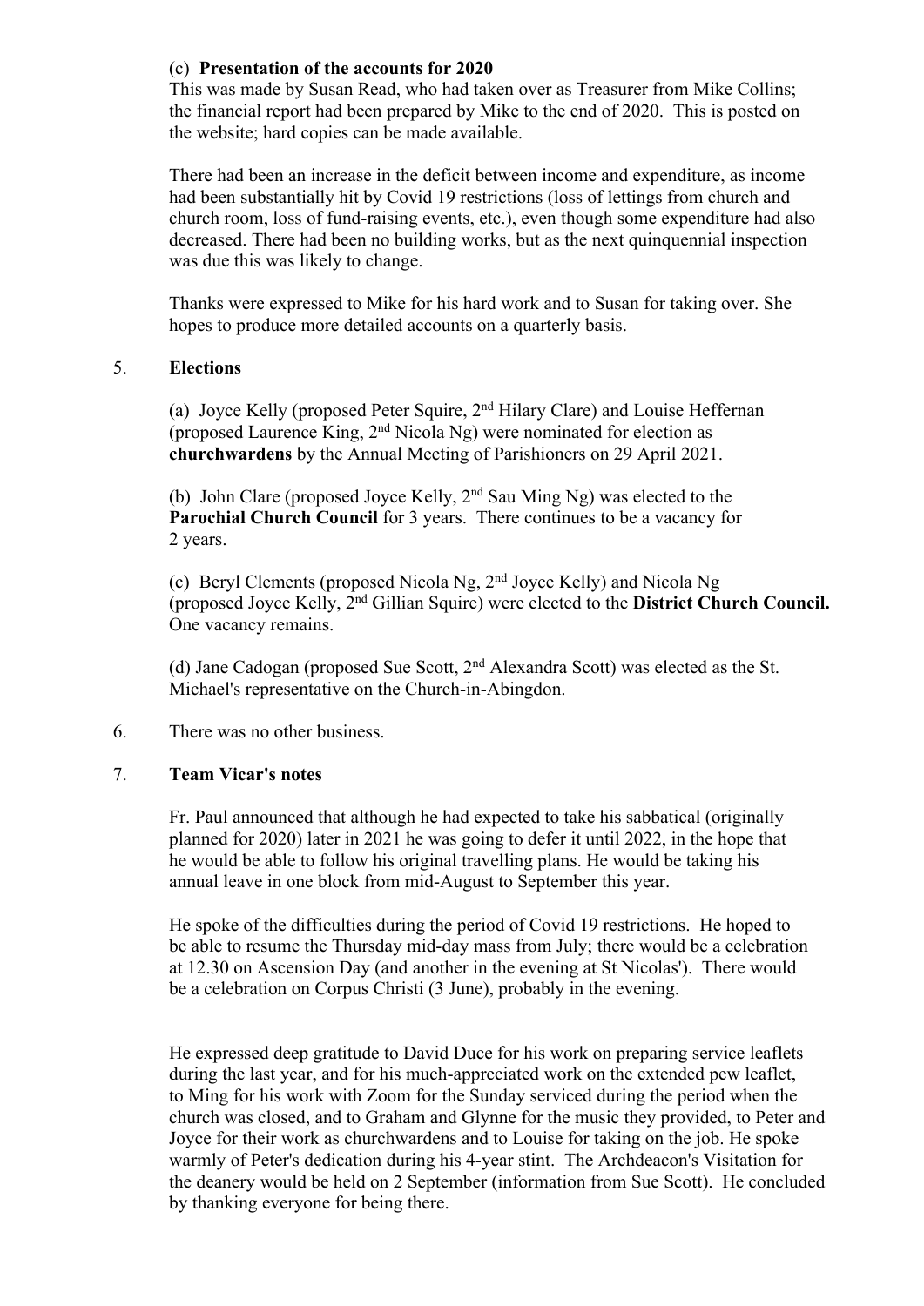(c) **Presentation of the accounts for 2020**

This was made by Susan Read, who had taken over as Treasurer from Mike Collins; the financial report had been prepared by Mike to the end of 2020. This is posted on the website; hard copies can be made available.

There had been an increase in the deficit between income and expenditure, as income had been substantially hit by Covid 19 restrictions (loss of lettings from church and church room, loss of fund-raising events, etc.), even though some expenditure had also decreased. There had been no building works, but as the next quinquennial inspection was due this was likely to change.

Thanks were expressed to Mike for his hard work and to Susan for taking over. She hopes to produce more detailed accounts on a quarterly basis.

5. **Elections**

(a) Joyce Kelly (proposed Peter Squire, 2nd Hilary Clare) and Louise Heffernan (proposed Laurence King, 2nd Nicola Ng) were nominated for election as **churchwardens** by the Annual Meeting of Parishioners on 29 April 2021.

(b) John Clare (proposed Joyce Kelly, 2nd Sau Ming Ng) was elected to the **Parochial Church Council** for 3 years. There continues to be a vacancy for 2 years.

(c) Beryl Clements (proposed Nicola Ng, 2nd Joyce Kelly) and Nicola Ng (proposed Joyce Kelly, 2nd Gillian Squire) were elected to the **District Church Council.** One vacancy remains.

(d) Jane Cadogan (proposed Sue Scott, 2nd Alexandra Scott) was elected as the St. Michael's representative on the Church-in-Abingdon.

6. There was no other business.

7. **Team Vicar's notes**

Fr. Paul announced that although he had expected to take his sabbatical (originally planned for 2020) later in 2021 he was going to defer it until 2022, in the hope that he would be able to follow his original travelling plans. He would be taking his annual leave in one block from mid-August to September this year.

He spoke of the difficulties during the period of Covid 19 restrictions. He hoped to be able to resume the Thursday mid-day mass from July; there would be a celebration at 12.30 on Ascension Day (and another in the evening at St Nicolas'). There would be a celebration on Corpus Christi (3 June), probably in the evening.

He expressed deep gratitude to David Duce for his work on preparing service leaflets during the last year, and for his much-appreciated work on the extended pew leaflet, to Ming for his work with Zoom for the Sunday serviced during the period when the church was closed, and to Graham and Glynne for the music they provided, to Peter and Joyce for their work as churchwardens and to Louise for taking on the job. He spoke warmly of Peter's dedication during his 4-year stint. The Archdeacon's Visitation for the deanery would be held on 2 September (information from Sue Scott). He concluded by thanking everyone for being there.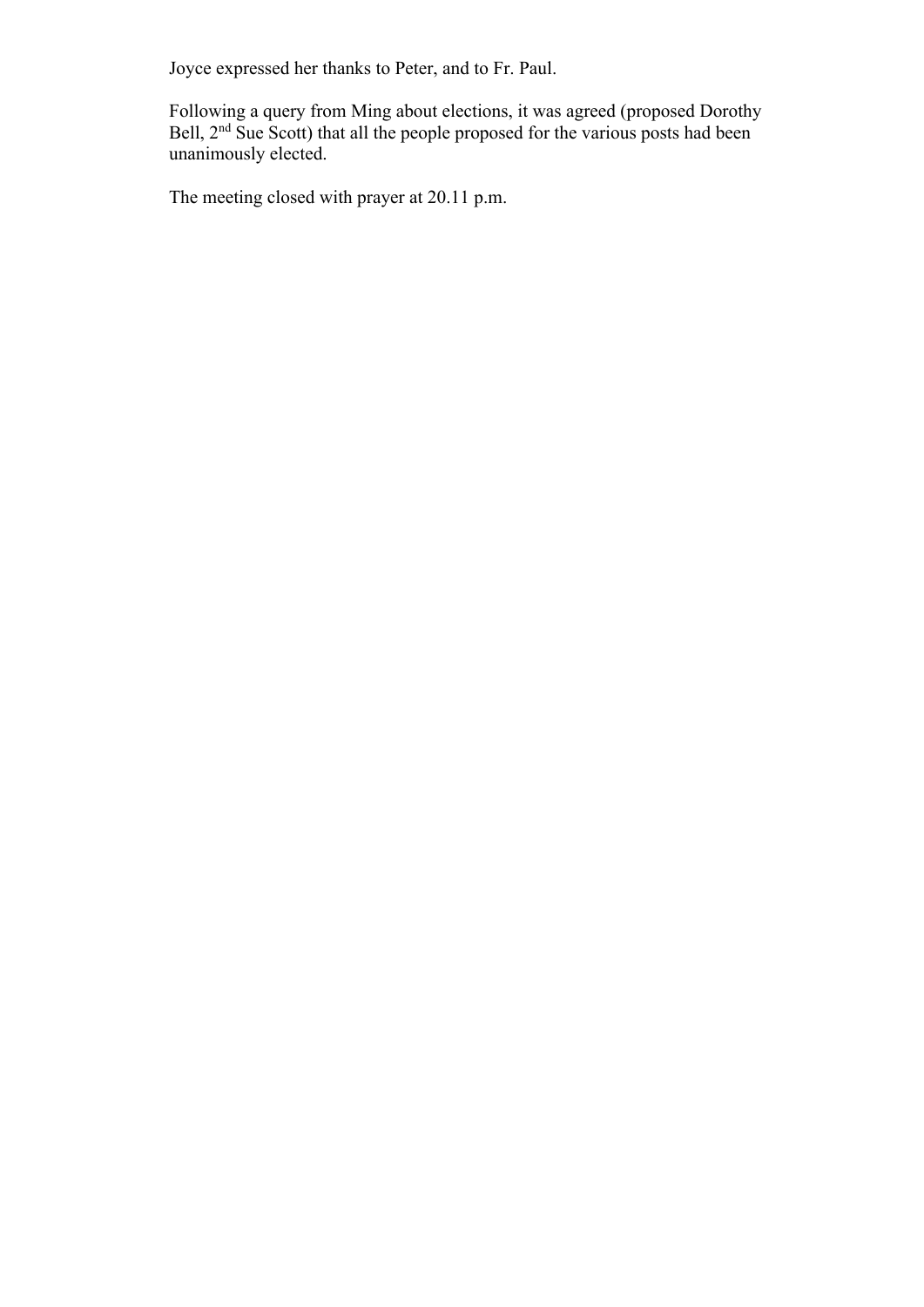Joyce expressed her thanks to Peter, and to Fr. Paul.

Following a query from Ming about elections, it was agreed (proposed Dorothy Bell, 2nd Sue Scott) that all the people proposed for the various posts had been unanimously elected.

The meeting closed with prayer at 20.11 p.m.